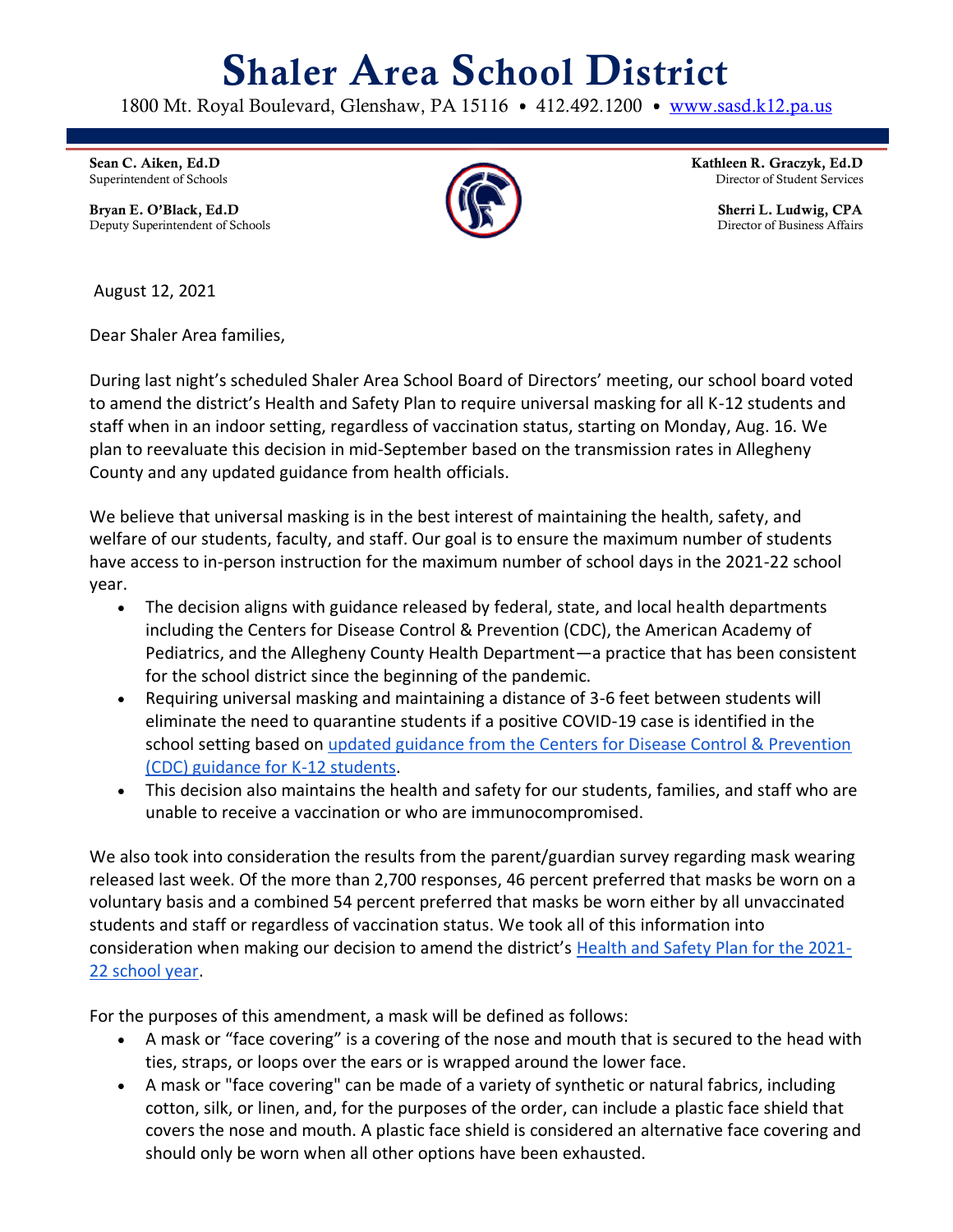# Shaler Area School District

1800 Mt. Royal Boulevard, Glenshaw, PA 15116 • 412.492.1200 • [www.sasd.k12.pa.us](www.sasd.k12.pa.us)

**Sean C. Aiken, Ed.D**
Superintendent of Schools

**Bryan E. O'Black, Ed.D**
Deputy Superintendent of Schools

**Kathleen R. Graczyk, Ed.D**
Director of Student Services

**Sherri L. Ludwig, CPA**
Director of Business Affairs

August 12, 2021

Dear Shaler Area families,

During last night's scheduled Shaler Area School Board of Directors' meeting, our school board voted to amend the district's Health and Safety Plan to require universal masking for all K-12 students and staff when in an indoor setting, regardless of vaccination status, starting on Monday, Aug. 16. We plan to reevaluate this decision in mid-September based on the transmission rates in Allegheny County and any updated guidance from health officials.

We believe that universal masking is in the best interest of maintaining the health, safety, and welfare of our students, faculty, and staff. Our goal is to ensure the maximum number of students have access to in-person instruction for the maximum number of school days in the 2021-22 school year.

- The decision aligns with guidance released by federal, state, and local health departments including the Centers for Disease Control & Prevention (CDC), the American Academy of Pediatrics, and the Allegheny County Health Department—a practice that has been consistent for the school district since the beginning of the pandemic.
- Requiring universal masking and maintaining a distance of 3-6 feet between students will eliminate the need to quarantine students if a positive COVID-19 case is identified in the school setting based on updated guidance from the Centers for Disease Control & Prevention (CDC) guidance for K-12 students.
- This decision also maintains the health and safety for our students, families, and staff who are unable to receive a vaccination or who are immunocompromised.

We also took into consideration the results from the parent/guardian survey regarding mask wearing released last week. Of the more than 2,700 responses, 46 percent preferred that masks be worn on a voluntary basis and a combined 54 percent preferred that masks be worn either by all unvaccinated students and staff or regardless of vaccination status. We took all of this information into consideration when making our decision to amend the district's Health and Safety Plan for the 2021-22 school year.

For the purposes of this amendment, a mask will be defined as follows:

- A mask or "face covering" is a covering of the nose and mouth that is secured to the head with ties, straps, or loops over the ears or is wrapped around the lower face.
- A mask or "face covering" can be made of a variety of synthetic or natural fabrics, including cotton, silk, or linen, and, for the purposes of the order, can include a plastic face shield that covers the nose and mouth. A plastic face shield is considered an alternative face covering and should only be worn when all other options have been exhausted.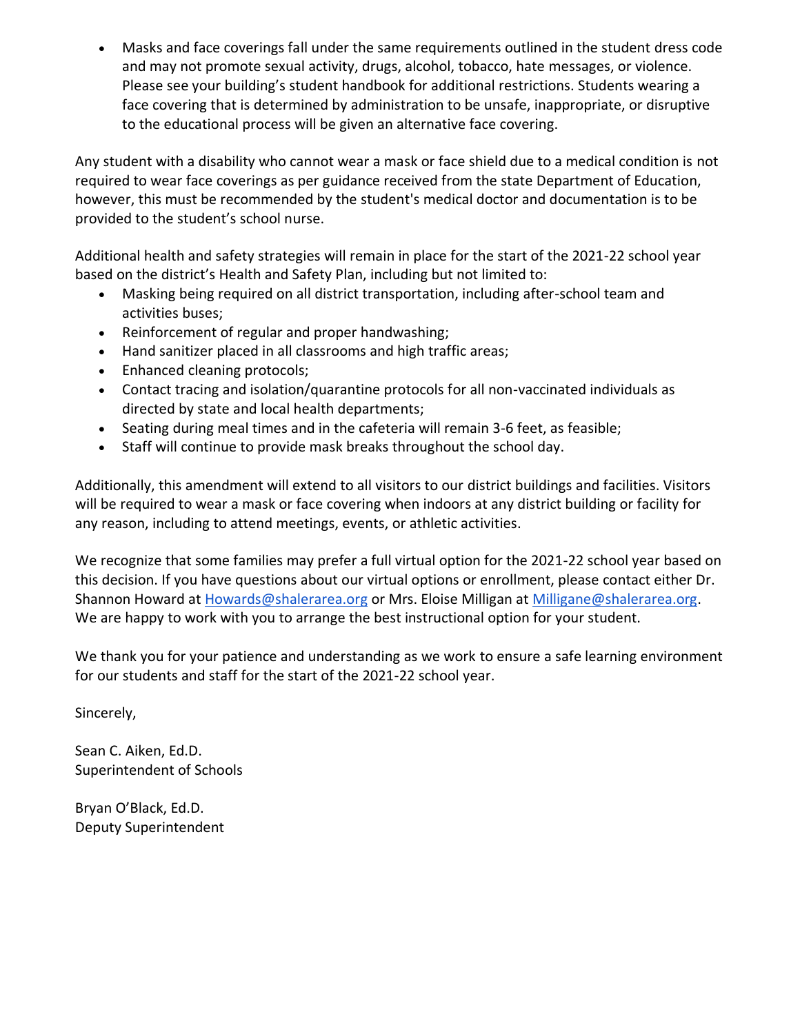- Masks and face coverings fall under the same requirements outlined in the student dress code and may not promote sexual activity, drugs, alcohol, tobacco, hate messages, or violence. Please see your building's student handbook for additional restrictions. Students wearing a face covering that is determined by administration to be unsafe, inappropriate, or disruptive to the educational process will be given an alternative face covering.

Any student with a disability who cannot wear a mask or face shield due to a medical condition is not required to wear face coverings as per guidance received from the state Department of Education, however, this must be recommended by the student's medical doctor and documentation is to be provided to the student's school nurse.

Additional health and safety strategies will remain in place for the start of the 2021-22 school year based on the district's Health and Safety Plan, including but not limited to:

- Masking being required on all district transportation, including after-school team and activities buses;
- Reinforcement of regular and proper handwashing;
- Hand sanitizer placed in all classrooms and high traffic areas;
- Enhanced cleaning protocols;
- Contact tracing and isolation/quarantine protocols for all non-vaccinated individuals as directed by state and local health departments;
- Seating during meal times and in the cafeteria will remain 3-6 feet, as feasible;
- Staff will continue to provide mask breaks throughout the school day.

Additionally, this amendment will extend to all visitors to our district buildings and facilities. Visitors will be required to wear a mask or face covering when indoors at any district building or facility for any reason, including to attend meetings, events, or athletic activities.

We recognize that some families may prefer a full virtual option for the 2021-22 school year based on this decision. If you have questions about our virtual options or enrollment, please contact either Dr. Shannon Howard at Howards@shalerarea.org or Mrs. Eloise Milligan at Milligane@shalerarea.org. We are happy to work with you to arrange the best instructional option for your student.

We thank you for your patience and understanding as we work to ensure a safe learning environment for our students and staff for the start of the 2021-22 school year.

Sincerely,

Sean C. Aiken, Ed.D.
Superintendent of Schools

Bryan O'Black, Ed.D.
Deputy Superintendent